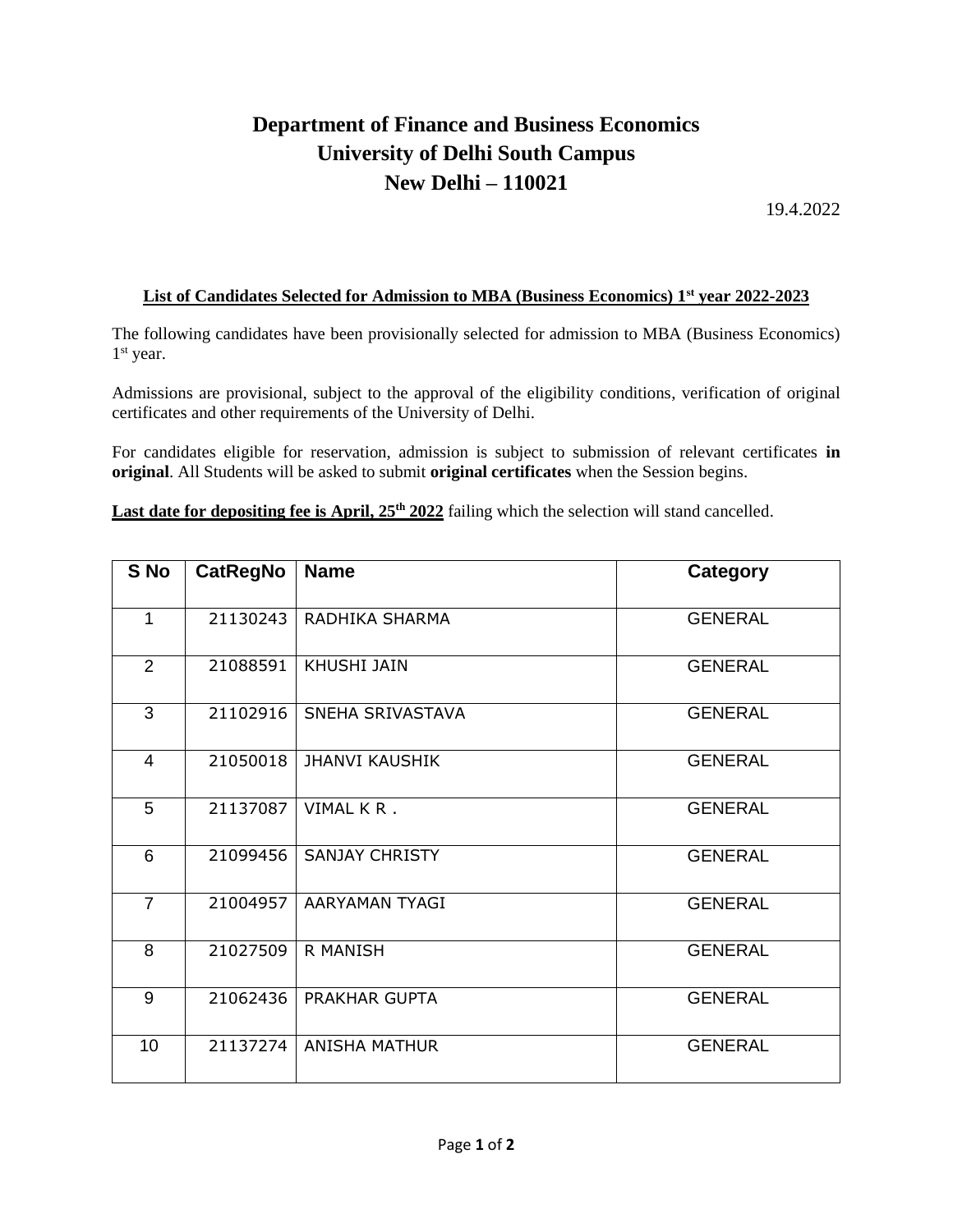# Department of Finance and Business Economics
# University of Delhi South Campus
# New Delhi – 110021

19.4.2022

**List of Candidates Selected for Admission to MBA (Business Economics) 1st year 2022-2023**

The following candidates have been provisionally selected for admission to MBA (Business Economics) 1st year.

Admissions are provisional, subject to the approval of the eligibility conditions, verification of original certificates and other requirements of the University of Delhi.

For candidates eligible for reservation, admission is subject to submission of relevant certificates **in original**. All Students will be asked to submit **original certificates** when the Session begins.

**Last date for depositing fee is April, 25th 2022** failing which the selection will stand cancelled.

| S No | CatRegNo | Name | Category |
|---|---|---|---|
| 1 | 21130243 | RADHIKA SHARMA | GENERAL |
| 2 | 21088591 | KHUSHI JAIN | GENERAL |
| 3 | 21102916 | SNEHA SRIVASTAVA | GENERAL |
| 4 | 21050018 | JHANVI KAUSHIK | GENERAL |
| 5 | 21137087 | VIMAL K R . | GENERAL |
| 6 | 21099456 | SANJAY CHRISTY | GENERAL |
| 7 | 21004957 | AARYAMAN TYAGI | GENERAL |
| 8 | 21027509 | R MANISH | GENERAL |
| 9 | 21062436 | PRAKHAR GUPTA | GENERAL |
| 10 | 21137274 | ANISHA MATHUR | GENERAL |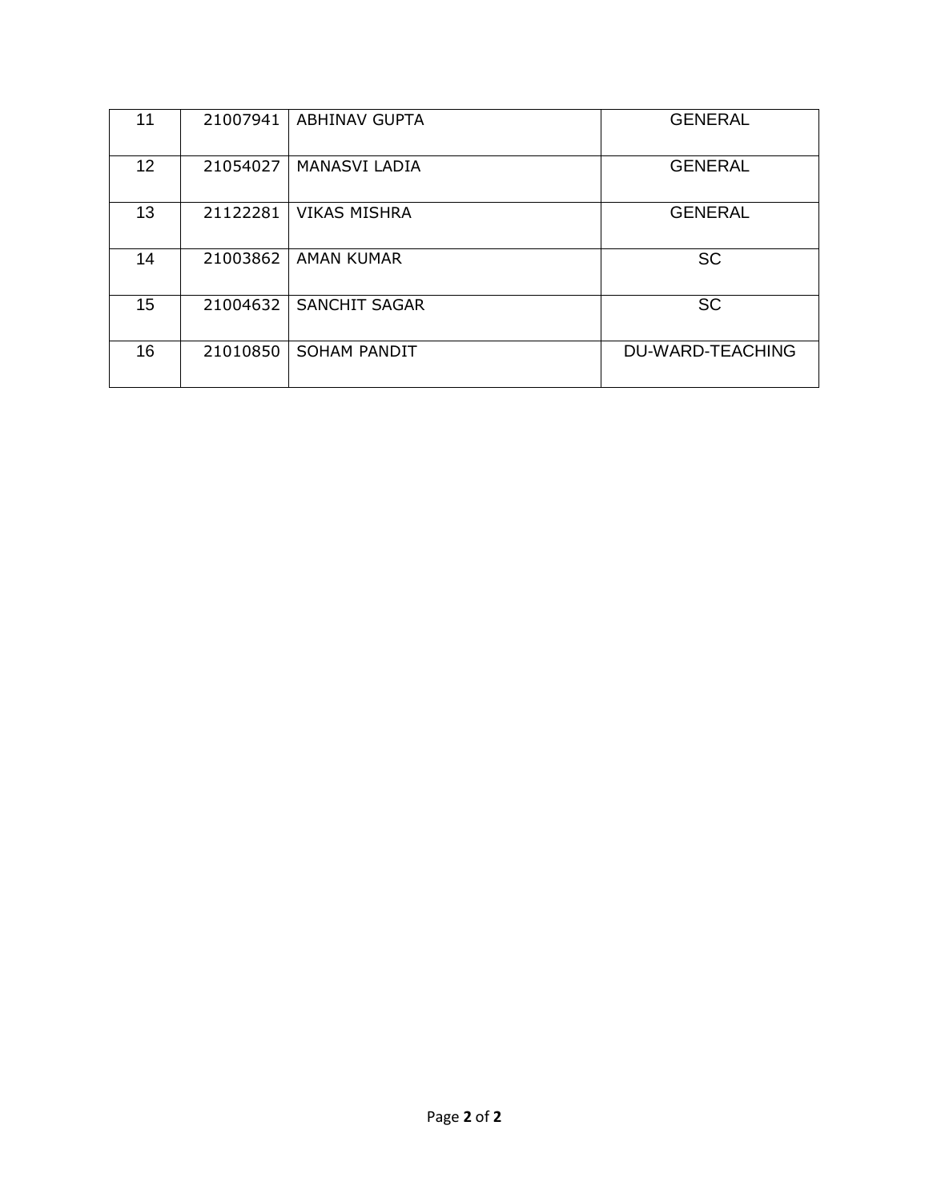| | | | |
|---|---|---|---|
| 11 | 21007941 | ABHINAV GUPTA | GENERAL |
| 12 | 21054027 | MANASVI LADIA | GENERAL |
| 13 | 21122281 | VIKAS MISHRA | GENERAL |
| 14 | 21003862 | AMAN KUMAR | SC |
| 15 | 21004632 | SANCHIT SAGAR | SC |
| 16 | 21010850 | SOHAM PANDIT | DU-WARD-TEACHING |